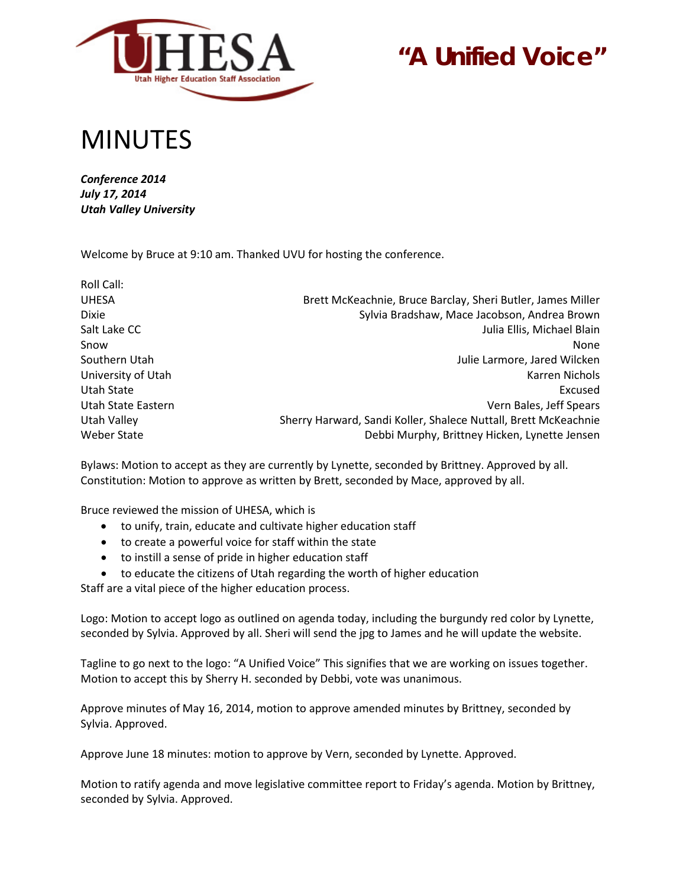UHESA Utah Higher Education Staff Association

**"A Unified Voice"**

# MINUTES

***Conference 2014***
***July 17, 2014***
***Utah Valley University***

Welcome by Bruce at 9:10 am. Thanked UVU for hosting the conference.

Roll Call:

| | |
|---|---|
| UHESA | Brett McKeachnie, Bruce Barclay, Sheri Butler, James Miller |
| Dixie | Sylvia Bradshaw, Mace Jacobson, Andrea Brown |
| Salt Lake CC | Julia Ellis, Michael Blain |
| Snow | None |
| Southern Utah | Julie Larmore, Jared Wilcken |
| University of Utah | Karren Nichols |
| Utah State | Excused |
| Utah State Eastern | Vern Bales, Jeff Spears |
| Utah Valley | Sherry Harward, Sandi Koller, Shalece Nuttall, Brett McKeachnie |
| Weber State | Debbi Murphy, Brittney Hicken, Lynette Jensen |

Bylaws: Motion to accept as they are currently by Lynette, seconded by Brittney. Approved by all.
Constitution: Motion to approve as written by Brett, seconded by Mace, approved by all.

Bruce reviewed the mission of UHESA, which is

- to unify, train, educate and cultivate higher education staff
- to create a powerful voice for staff within the state
- to instill a sense of pride in higher education staff
- to educate the citizens of Utah regarding the worth of higher education

Staff are a vital piece of the higher education process.

Logo: Motion to accept logo as outlined on agenda today, including the burgundy red color by Lynette, seconded by Sylvia. Approved by all. Sheri will send the jpg to James and he will update the website.

Tagline to go next to the logo: "A Unified Voice" This signifies that we are working on issues together. Motion to accept this by Sherry H. seconded by Debbi, vote was unanimous.

Approve minutes of May 16, 2014, motion to approve amended minutes by Brittney, seconded by Sylvia. Approved.

Approve June 18 minutes: motion to approve by Vern, seconded by Lynette. Approved.

Motion to ratify agenda and move legislative committee report to Friday's agenda. Motion by Brittney, seconded by Sylvia. Approved.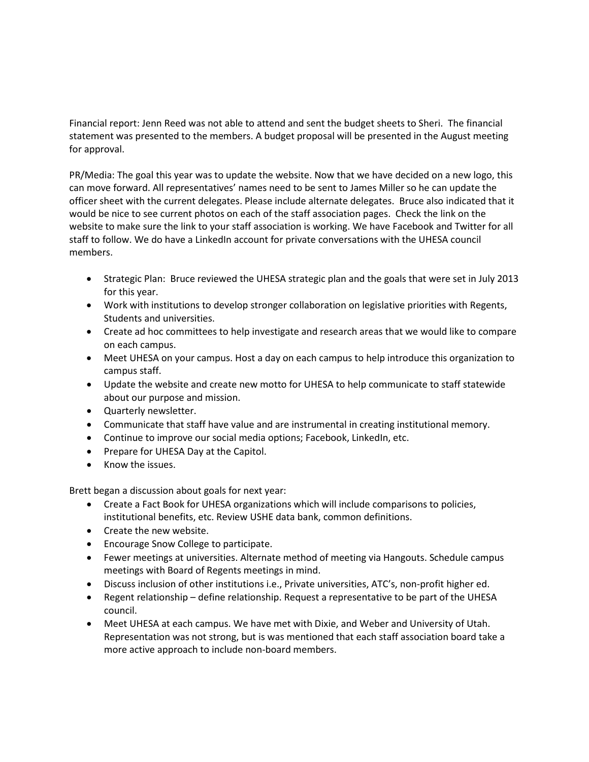Financial report: Jenn Reed was not able to attend and sent the budget sheets to Sheri. The financial statement was presented to the members. A budget proposal will be presented in the August meeting for approval.

PR/Media: The goal this year was to update the website. Now that we have decided on a new logo, this can move forward. All representatives' names need to be sent to James Miller so he can update the officer sheet with the current delegates. Please include alternate delegates. Bruce also indicated that it would be nice to see current photos on each of the staff association pages. Check the link on the website to make sure the link to your staff association is working. We have Facebook and Twitter for all staff to follow. We do have a LinkedIn account for private conversations with the UHESA council members.

- Strategic Plan: Bruce reviewed the UHESA strategic plan and the goals that were set in July 2013 for this year.
- Work with institutions to develop stronger collaboration on legislative priorities with Regents, Students and universities.
- Create ad hoc committees to help investigate and research areas that we would like to compare on each campus.
- Meet UHESA on your campus. Host a day on each campus to help introduce this organization to campus staff.
- Update the website and create new motto for UHESA to help communicate to staff statewide about our purpose and mission.
- Quarterly newsletter.
- Communicate that staff have value and are instrumental in creating institutional memory.
- Continue to improve our social media options; Facebook, LinkedIn, etc.
- Prepare for UHESA Day at the Capitol.
- Know the issues.

Brett began a discussion about goals for next year:

- Create a Fact Book for UHESA organizations which will include comparisons to policies, institutional benefits, etc. Review USHE data bank, common definitions.
- Create the new website.
- Encourage Snow College to participate.
- Fewer meetings at universities. Alternate method of meeting via Hangouts. Schedule campus meetings with Board of Regents meetings in mind.
- Discuss inclusion of other institutions i.e., Private universities, ATC's, non-profit higher ed.
- Regent relationship – define relationship. Request a representative to be part of the UHESA council.
- Meet UHESA at each campus. We have met with Dixie, and Weber and University of Utah. Representation was not strong, but is was mentioned that each staff association board take a more active approach to include non-board members.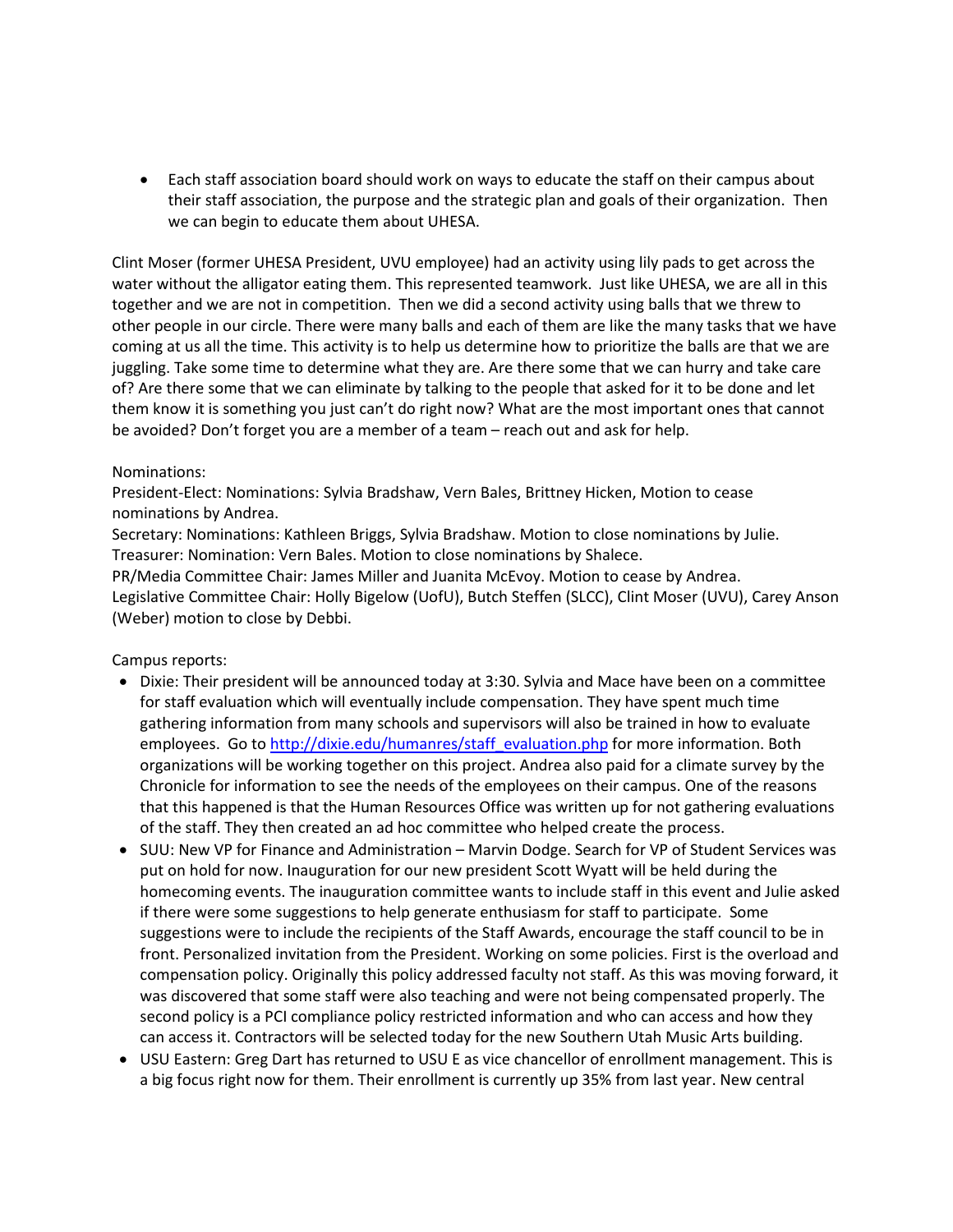- Each staff association board should work on ways to educate the staff on their campus about their staff association, the purpose and the strategic plan and goals of their organization. Then we can begin to educate them about UHESA.

Clint Moser (former UHESA President, UVU employee) had an activity using lily pads to get across the water without the alligator eating them. This represented teamwork. Just like UHESA, we are all in this together and we are not in competition. Then we did a second activity using balls that we threw to other people in our circle. There were many balls and each of them are like the many tasks that we have coming at us all the time. This activity is to help us determine how to prioritize the balls are that we are juggling. Take some time to determine what they are. Are there some that we can hurry and take care of? Are there some that we can eliminate by talking to the people that asked for it to be done and let them know it is something you just can't do right now? What are the most important ones that cannot be avoided? Don't forget you are a member of a team – reach out and ask for help.

Nominations:
President-Elect: Nominations: Sylvia Bradshaw, Vern Bales, Brittney Hicken, Motion to cease nominations by Andrea.
Secretary: Nominations: Kathleen Briggs, Sylvia Bradshaw. Motion to close nominations by Julie.
Treasurer: Nomination: Vern Bales. Motion to close nominations by Shalece.
PR/Media Committee Chair: James Miller and Juanita McEvoy. Motion to cease by Andrea.
Legislative Committee Chair: Holly Bigelow (UofU), Butch Steffen (SLCC), Clint Moser (UVU), Carey Anson (Weber) motion to close by Debbi.

Campus reports:

- Dixie: Their president will be announced today at 3:30. Sylvia and Mace have been on a committee for staff evaluation which will eventually include compensation. They have spent much time gathering information from many schools and supervisors will also be trained in how to evaluate employees. Go to http://dixie.edu/humanres/staff_evaluation.php for more information. Both organizations will be working together on this project. Andrea also paid for a climate survey by the Chronicle for information to see the needs of the employees on their campus. One of the reasons that this happened is that the Human Resources Office was written up for not gathering evaluations of the staff. They then created an ad hoc committee who helped create the process.
- SUU: New VP for Finance and Administration – Marvin Dodge. Search for VP of Student Services was put on hold for now. Inauguration for our new president Scott Wyatt will be held during the homecoming events. The inauguration committee wants to include staff in this event and Julie asked if there were some suggestions to help generate enthusiasm for staff to participate. Some suggestions were to include the recipients of the Staff Awards, encourage the staff council to be in front. Personalized invitation from the President. Working on some policies. First is the overload and compensation policy. Originally this policy addressed faculty not staff. As this was moving forward, it was discovered that some staff were also teaching and were not being compensated properly. The second policy is a PCI compliance policy restricted information and who can access and how they can access it. Contractors will be selected today for the new Southern Utah Music Arts building.
- USU Eastern: Greg Dart has returned to USU E as vice chancellor of enrollment management. This is a big focus right now for them. Their enrollment is currently up 35% from last year. New central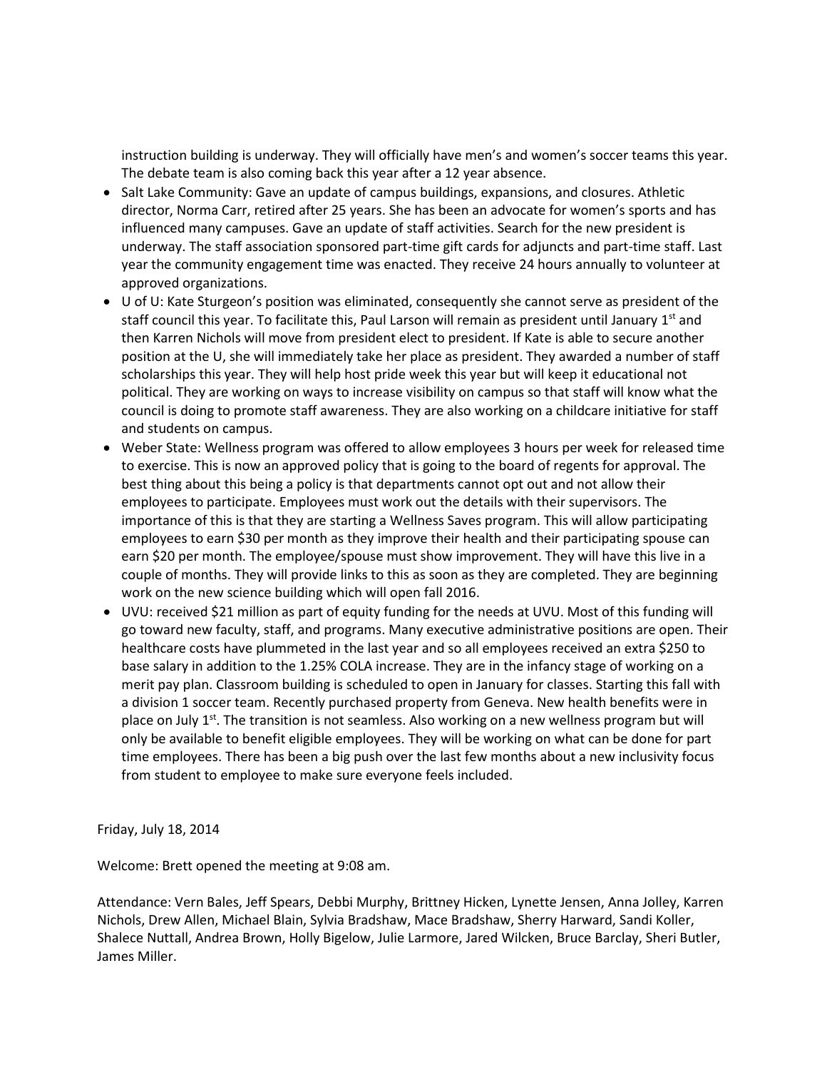instruction building is underway. They will officially have men's and women's soccer teams this year. The debate team is also coming back this year after a 12 year absence.

- Salt Lake Community: Gave an update of campus buildings, expansions, and closures. Athletic director, Norma Carr, retired after 25 years. She has been an advocate for women's sports and has influenced many campuses. Gave an update of staff activities. Search for the new president is underway. The staff association sponsored part-time gift cards for adjuncts and part-time staff. Last year the community engagement time was enacted. They receive 24 hours annually to volunteer at approved organizations.
- U of U: Kate Sturgeon's position was eliminated, consequently she cannot serve as president of the staff council this year. To facilitate this, Paul Larson will remain as president until January 1st and then Karren Nichols will move from president elect to president. If Kate is able to secure another position at the U, she will immediately take her place as president. They awarded a number of staff scholarships this year. They will help host pride week this year but will keep it educational not political. They are working on ways to increase visibility on campus so that staff will know what the council is doing to promote staff awareness. They are also working on a childcare initiative for staff and students on campus.
- Weber State: Wellness program was offered to allow employees 3 hours per week for released time to exercise. This is now an approved policy that is going to the board of regents for approval. The best thing about this being a policy is that departments cannot opt out and not allow their employees to participate. Employees must work out the details with their supervisors. The importance of this is that they are starting a Wellness Saves program. This will allow participating employees to earn $30 per month as they improve their health and their participating spouse can earn $20 per month. The employee/spouse must show improvement. They will have this live in a couple of months. They will provide links to this as soon as they are completed. They are beginning work on the new science building which will open fall 2016.
- UVU: received $21 million as part of equity funding for the needs at UVU. Most of this funding will go toward new faculty, staff, and programs. Many executive administrative positions are open. Their healthcare costs have plummeted in the last year and so all employees received an extra $250 to base salary in addition to the 1.25% COLA increase. They are in the infancy stage of working on a merit pay plan. Classroom building is scheduled to open in January for classes. Starting this fall with a division 1 soccer team. Recently purchased property from Geneva. New health benefits were in place on July 1st. The transition is not seamless. Also working on a new wellness program but will only be available to benefit eligible employees. They will be working on what can be done for part time employees. There has been a big push over the last few months about a new inclusivity focus from student to employee to make sure everyone feels included.

Friday, July 18, 2014

Welcome: Brett opened the meeting at 9:08 am.

Attendance: Vern Bales, Jeff Spears, Debbi Murphy, Brittney Hicken, Lynette Jensen, Anna Jolley, Karren Nichols, Drew Allen, Michael Blain, Sylvia Bradshaw, Mace Bradshaw, Sherry Harward, Sandi Koller, Shalece Nuttall, Andrea Brown, Holly Bigelow, Julie Larmore, Jared Wilcken, Bruce Barclay, Sheri Butler, James Miller.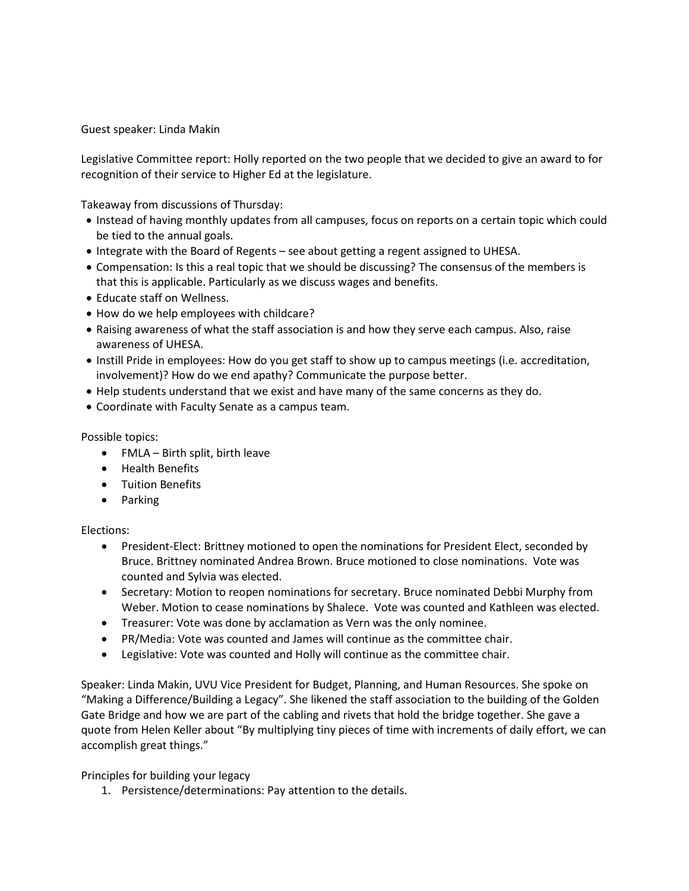Guest speaker: Linda Makin

Legislative Committee report: Holly reported on the two people that we decided to give an award to for recognition of their service to Higher Ed at the legislature.

Takeaway from discussions of Thursday:

- Instead of having monthly updates from all campuses, focus on reports on a certain topic which could be tied to the annual goals.
- Integrate with the Board of Regents – see about getting a regent assigned to UHESA.
- Compensation: Is this a real topic that we should be discussing? The consensus of the members is that this is applicable. Particularly as we discuss wages and benefits.
- Educate staff on Wellness.
- How do we help employees with childcare?
- Raising awareness of what the staff association is and how they serve each campus. Also, raise awareness of UHESA.
- Instill Pride in employees: How do you get staff to show up to campus meetings (i.e. accreditation, involvement)? How do we end apathy? Communicate the purpose better.
- Help students understand that we exist and have many of the same concerns as they do.
- Coordinate with Faculty Senate as a campus team.

Possible topics:

- FMLA – Birth split, birth leave
- Health Benefits
- Tuition Benefits
- Parking

Elections:

- President-Elect: Brittney motioned to open the nominations for President Elect, seconded by Bruce. Brittney nominated Andrea Brown. Bruce motioned to close nominations. Vote was counted and Sylvia was elected.
- Secretary: Motion to reopen nominations for secretary. Bruce nominated Debbi Murphy from Weber. Motion to cease nominations by Shalece. Vote was counted and Kathleen was elected.
- Treasurer: Vote was done by acclamation as Vern was the only nominee.
- PR/Media: Vote was counted and James will continue as the committee chair.
- Legislative: Vote was counted and Holly will continue as the committee chair.

Speaker: Linda Makin, UVU Vice President for Budget, Planning, and Human Resources. She spoke on "Making a Difference/Building a Legacy". She likened the staff association to the building of the Golden Gate Bridge and how we are part of the cabling and rivets that hold the bridge together. She gave a quote from Helen Keller about "By multiplying tiny pieces of time with increments of daily effort, we can accomplish great things."

Principles for building your legacy

1. Persistence/determinations: Pay attention to the details.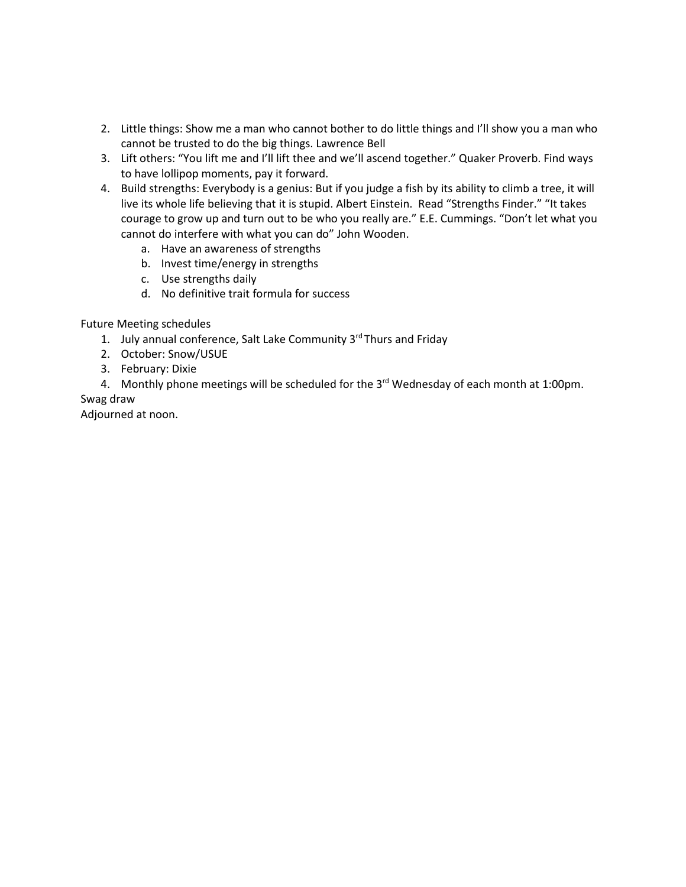2. Little things: Show me a man who cannot bother to do little things and I'll show you a man who cannot be trusted to do the big things. Lawrence Bell
3. Lift others: "You lift me and I'll lift thee and we'll ascend together." Quaker Proverb. Find ways to have lollipop moments, pay it forward.
4. Build strengths: Everybody is a genius: But if you judge a fish by its ability to climb a tree, it will live its whole life believing that it is stupid. Albert Einstein. Read "Strengths Finder." "It takes courage to grow up and turn out to be who you really are." E.E. Cummings. "Don't let what you cannot do interfere with what you can do" John Wooden.
   a. Have an awareness of strengths
   b. Invest time/energy in strengths
   c. Use strengths daily
   d. No definitive trait formula for success

Future Meeting schedules

1. July annual conference, Salt Lake Community 3rd Thurs and Friday
2. October: Snow/USUE
3. February: Dixie
4. Monthly phone meetings will be scheduled for the 3rd Wednesday of each month at 1:00pm.

Swag draw

Adjourned at noon.